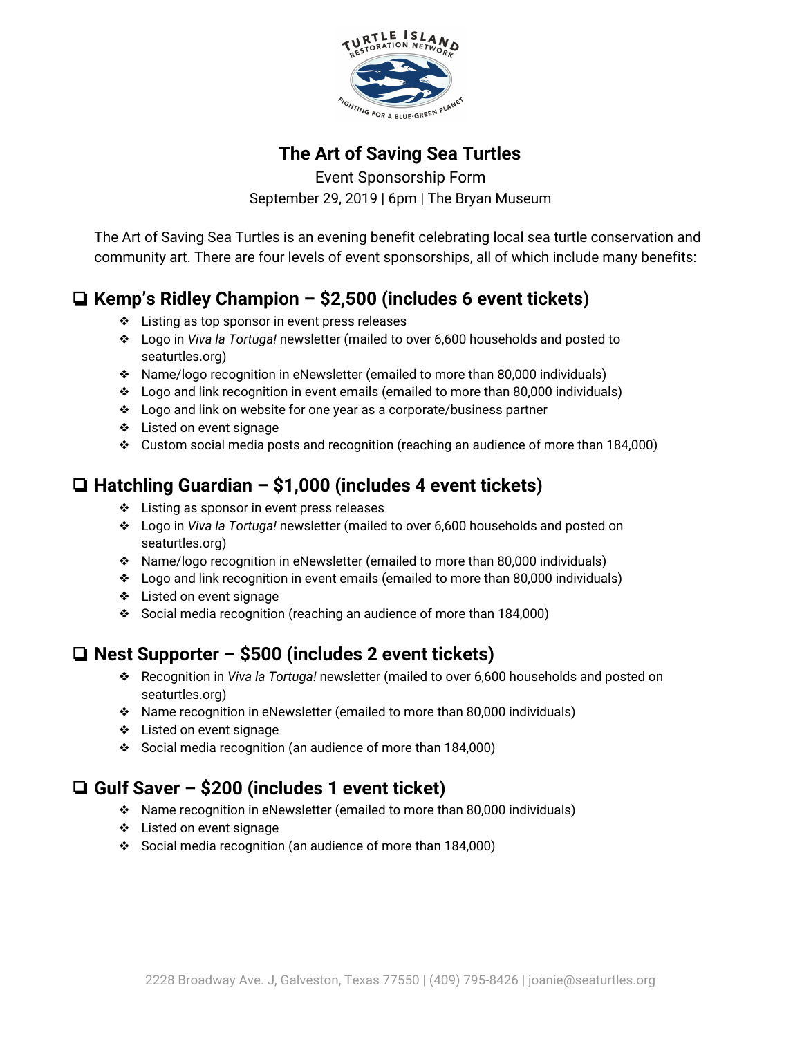# The Art of Saving Sea Turtles

Event Sponsorship Form

September 29, 2019 | 6pm | The Bryan Museum

The Art of Saving Sea Turtles is an evening benefit celebrating local sea turtle conservation and community art. There are four levels of event sponsorships, all of which include many benefits:

## ❑ Kemp's Ridley Champion – $2,500 (includes 6 event tickets)

- Listing as top sponsor in event press releases
- Logo in *Viva la Tortuga!* newsletter (mailed to over 6,600 households and posted to seaturtles.org)
- Name/logo recognition in eNewsletter (emailed to more than 80,000 individuals)
- Logo and link recognition in event emails (emailed to more than 80,000 individuals)
- Logo and link on website for one year as a corporate/business partner
- Listed on event signage
- Custom social media posts and recognition (reaching an audience of more than 184,000)

## ❑ Hatchling Guardian – $1,000 (includes 4 event tickets)

- Listing as sponsor in event press releases
- Logo in *Viva la Tortuga!* newsletter (mailed to over 6,600 households and posted on seaturtles.org)
- Name/logo recognition in eNewsletter (emailed to more than 80,000 individuals)
- Logo and link recognition in event emails (emailed to more than 80,000 individuals)
- Listed on event signage
- Social media recognition (reaching an audience of more than 184,000)

## ❑ Nest Supporter – $500 (includes 2 event tickets)

- Recognition in *Viva la Tortuga!* newsletter (mailed to over 6,600 households and posted on seaturtles.org)
- Name recognition in eNewsletter (emailed to more than 80,000 individuals)
- Listed on event signage
- Social media recognition (an audience of more than 184,000)

## ❑ Gulf Saver – $200 (includes 1 event ticket)

- Name recognition in eNewsletter (emailed to more than 80,000 individuals)
- Listed on event signage
- Social media recognition (an audience of more than 184,000)

2228 Broadway Ave. J, Galveston, Texas 77550 | (409) 795-8426 | joanie@seaturtles.org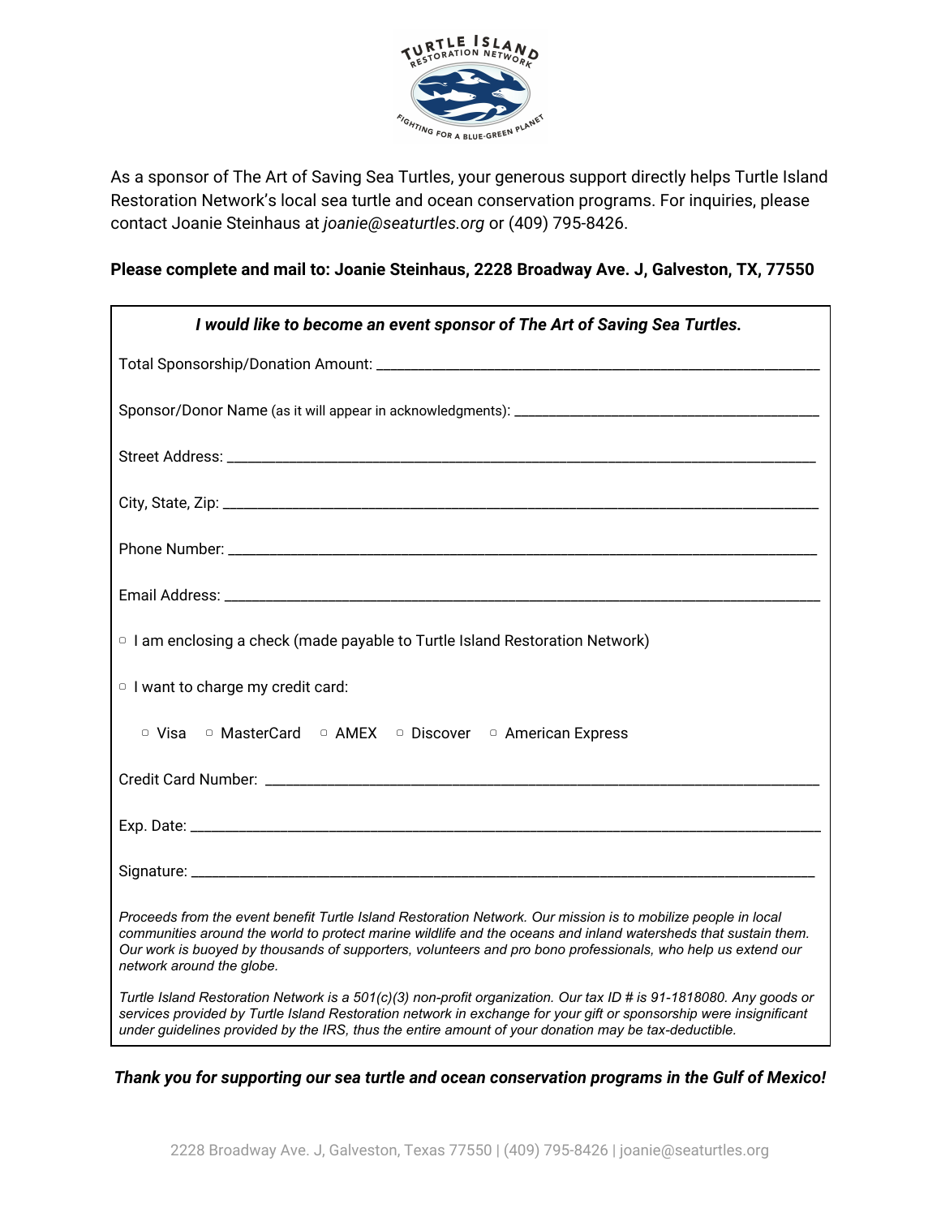As a sponsor of The Art of Saving Sea Turtles, your generous support directly helps Turtle Island Restoration Network's local sea turtle and ocean conservation programs. For inquiries, please contact Joanie Steinhaus at *joanie@seaturtles.org* or (409) 795-8426.

**Please complete and mail to: Joanie Steinhaus, 2228 Broadway Ave. J, Galveston, TX, 77550**

***I would like to become an event sponsor of The Art of Saving Sea Turtles.***

Total Sponsorship/Donation Amount: ______________________________________________

Sponsor/Donor Name (as it will appear in acknowledgments): ______________________________

Street Address: ______________________________________________________________

City, State, Zip: ______________________________________________________________

Phone Number: ______________________________________________________________

Email Address: ______________________________________________________________

▢ I am enclosing a check (made payable to Turtle Island Restoration Network)

▢ I want to charge my credit card:

▢ Visa ▢ MasterCard ▢ AMEX ▢ Discover ▢ American Express

Credit Card Number: ___________________________________________________________

Exp. Date: __________________________________________________________________

Signature: __________________________________________________________________

*Proceeds from the event benefit Turtle Island Restoration Network. Our mission is to mobilize people in local communities around the world to protect marine wildlife and the oceans and inland watersheds that sustain them. Our work is buoyed by thousands of supporters, volunteers and pro bono professionals, who help us extend our network around the globe.*

*Turtle Island Restoration Network is a 501(c)(3) non-profit organization. Our tax ID # is 91-1818080. Any goods or services provided by Turtle Island Restoration network in exchange for your gift or sponsorship were insignificant under guidelines provided by the IRS, thus the entire amount of your donation may be tax-deductible.*

***Thank you for supporting our sea turtle and ocean conservation programs in the Gulf of Mexico!***

2228 Broadway Ave. J, Galveston, Texas 77550 | (409) 795-8426 | joanie@seaturtles.org